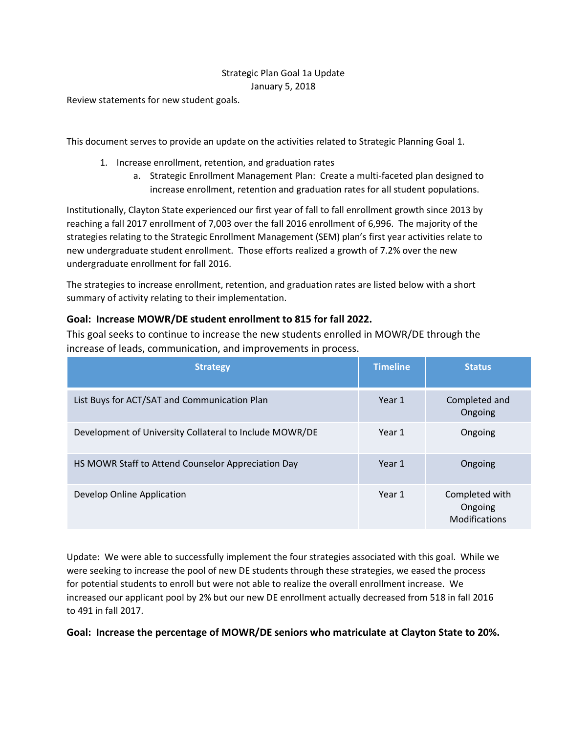Strategic Plan Goal 1a Update

January 5, 2018

Review statements for new student goals.

This document serves to provide an update on the activities related to Strategic Planning Goal 1.

1. Increase enrollment, retention, and graduation rates
   a. Strategic Enrollment Management Plan: Create a multi-faceted plan designed to increase enrollment, retention and graduation rates for all student populations.

Institutionally, Clayton State experienced our first year of fall to fall enrollment growth since 2013 by reaching a fall 2017 enrollment of 7,003 over the fall 2016 enrollment of 6,996. The majority of the strategies relating to the Strategic Enrollment Management (SEM) plan's first year activities relate to new undergraduate student enrollment. Those efforts realized a growth of 7.2% over the new undergraduate enrollment for fall 2016.

The strategies to increase enrollment, retention, and graduation rates are listed below with a short summary of activity relating to their implementation.

**Goal: Increase MOWR/DE student enrollment to 815 for fall 2022.**

This goal seeks to continue to increase the new students enrolled in MOWR/DE through the increase of leads, communication, and improvements in process.

| Strategy | Timeline | Status |
|---|---|---|
| List Buys for ACT/SAT and Communication Plan | Year 1 | Completed and Ongoing |
| Development of University Collateral to Include MOWR/DE | Year 1 | Ongoing |
| HS MOWR Staff to Attend Counselor Appreciation Day | Year 1 | Ongoing |
| Develop Online Application | Year 1 | Completed with Ongoing Modifications |

Update: We were able to successfully implement the four strategies associated with this goal. While we were seeking to increase the pool of new DE students through these strategies, we eased the process for potential students to enroll but were not able to realize the overall enrollment increase. We increased our applicant pool by 2% but our new DE enrollment actually decreased from 518 in fall 2016 to 491 in fall 2017.

**Goal: Increase the percentage of MOWR/DE seniors who matriculate at Clayton State to 20%.**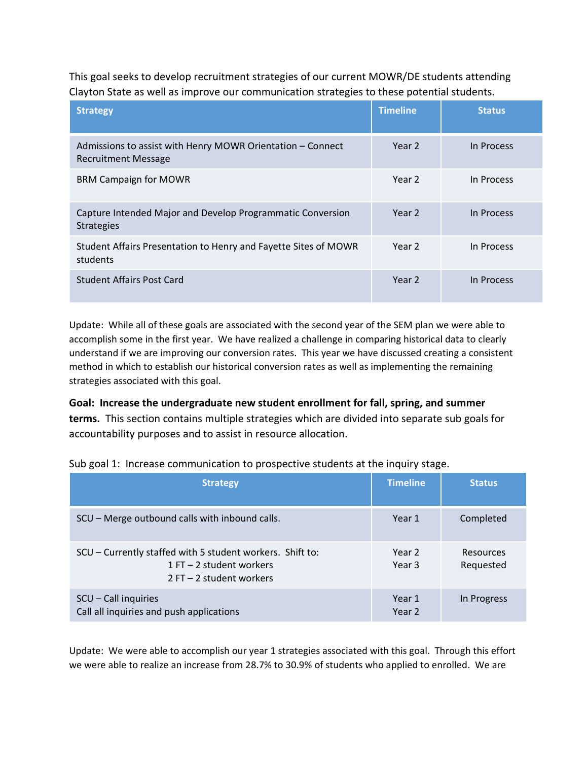This goal seeks to develop recruitment strategies of our current MOWR/DE students attending Clayton State as well as improve our communication strategies to these potential students.

| Strategy | Timeline | Status |
| --- | --- | --- |
| Admissions to assist with Henry MOWR Orientation – Connect Recruitment Message | Year 2 | In Process |
| BRM Campaign for MOWR | Year 2 | In Process |
| Capture Intended Major and Develop Programmatic Conversion Strategies | Year 2 | In Process |
| Student Affairs Presentation to Henry and Fayette Sites of MOWR students | Year 2 | In Process |
| Student Affairs Post Card | Year 2 | In Process |

Update: While all of these goals are associated with the second year of the SEM plan we were able to accomplish some in the first year. We have realized a challenge in comparing historical data to clearly understand if we are improving our conversion rates. This year we have discussed creating a consistent method in which to establish our historical conversion rates as well as implementing the remaining strategies associated with this goal.

**Goal: Increase the undergraduate new student enrollment for fall, spring, and summer terms.** This section contains multiple strategies which are divided into separate sub goals for accountability purposes and to assist in resource allocation.

Sub goal 1: Increase communication to prospective students at the inquiry stage.

| Strategy | Timeline | Status |
| --- | --- | --- |
| SCU – Merge outbound calls with inbound calls. | Year 1 | Completed |
| SCU – Currently staffed with 5 student workers. Shift to:<br>1 FT – 2 student workers<br>2 FT – 2 student workers | Year 2<br>Year 3 | Resources Requested |
| SCU – Call inquiries<br>Call all inquiries and push applications | Year 1<br>Year 2 | In Progress |

Update: We were able to accomplish our year 1 strategies associated with this goal. Through this effort we were able to realize an increase from 28.7% to 30.9% of students who applied to enrolled. We are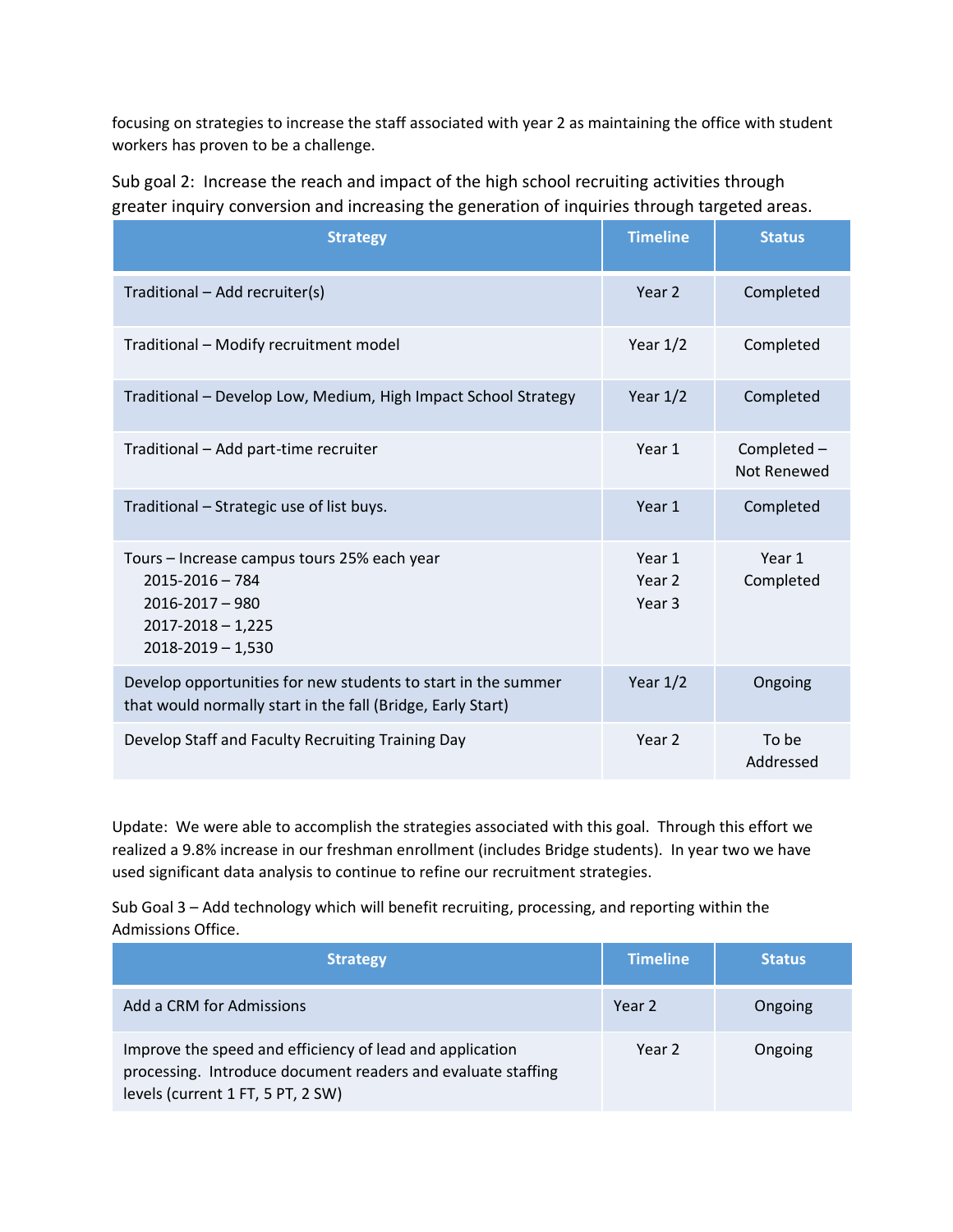focusing on strategies to increase the staff associated with year 2 as maintaining the office with student workers has proven to be a challenge.

Sub goal 2: Increase the reach and impact of the high school recruiting activities through greater inquiry conversion and increasing the generation of inquiries through targeted areas.

| Strategy | Timeline | Status |
|---|---|---|
| Traditional – Add recruiter(s) | Year 2 | Completed |
| Traditional – Modify recruitment model | Year 1/2 | Completed |
| Traditional – Develop Low, Medium, High Impact School Strategy | Year 1/2 | Completed |
| Traditional – Add part-time recruiter | Year 1 | Completed – Not Renewed |
| Traditional – Strategic use of list buys. | Year 1 | Completed |
| Tours – Increase campus tours 25% each year<br>2015-2016 – 784<br>2016-2017 – 980<br>2017-2018 – 1,225<br>2018-2019 – 1,530 | Year 1<br>Year 2<br>Year 3 | Year 1 Completed |
| Develop opportunities for new students to start in the summer that would normally start in the fall (Bridge, Early Start) | Year 1/2 | Ongoing |
| Develop Staff and Faculty Recruiting Training Day | Year 2 | To be Addressed |

Update: We were able to accomplish the strategies associated with this goal. Through this effort we realized a 9.8% increase in our freshman enrollment (includes Bridge students). In year two we have used significant data analysis to continue to refine our recruitment strategies.

Sub Goal 3 – Add technology which will benefit recruiting, processing, and reporting within the Admissions Office.

| Strategy | Timeline | Status |
|---|---|---|
| Add a CRM for Admissions | Year 2 | Ongoing |
| Improve the speed and efficiency of lead and application processing. Introduce document readers and evaluate staffing levels (current 1 FT, 5 PT, 2 SW) | Year 2 | Ongoing |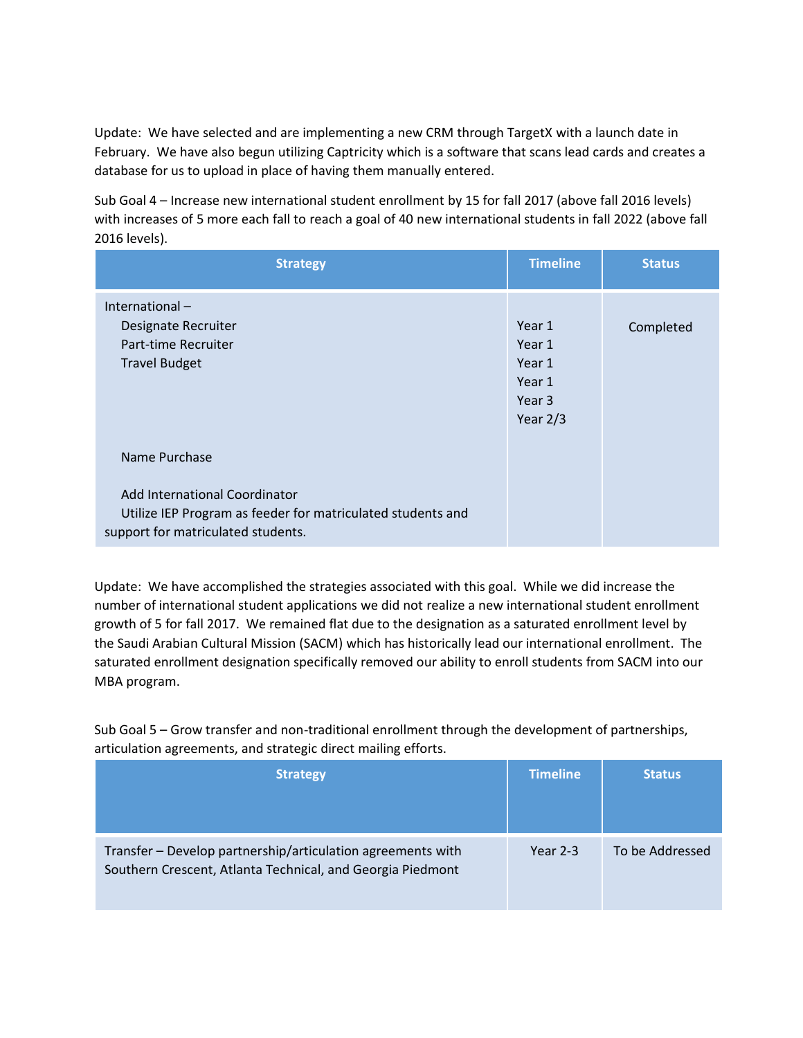Update: We have selected and are implementing a new CRM through TargetX with a launch date in February. We have also begun utilizing Captricity which is a software that scans lead cards and creates a database for us to upload in place of having them manually entered.

Sub Goal 4 – Increase new international student enrollment by 15 for fall 2017 (above fall 2016 levels) with increases of 5 more each fall to reach a goal of 40 new international students in fall 2022 (above fall 2016 levels).

| Strategy | Timeline | Status |
| --- | --- | --- |
| International – Designate Recruiter; Part-time Recruiter; Travel Budget; Name Purchase; Add International Coordinator; Utilize IEP Program as feeder for matriculated students and support for matriculated students. | Year 1; Year 1; Year 1; Year 1; Year 3; Year 2/3 | Completed |

Update: We have accomplished the strategies associated with this goal. While we did increase the number of international student applications we did not realize a new international student enrollment growth of 5 for fall 2017. We remained flat due to the designation as a saturated enrollment level by the Saudi Arabian Cultural Mission (SACM) which has historically lead our international enrollment. The saturated enrollment designation specifically removed our ability to enroll students from SACM into our MBA program.

Sub Goal 5 – Grow transfer and non-traditional enrollment through the development of partnerships, articulation agreements, and strategic direct mailing efforts.

| Strategy | Timeline | Status |
| --- | --- | --- |
| Transfer – Develop partnership/articulation agreements with Southern Crescent, Atlanta Technical, and Georgia Piedmont | Year 2-3 | To be Addressed |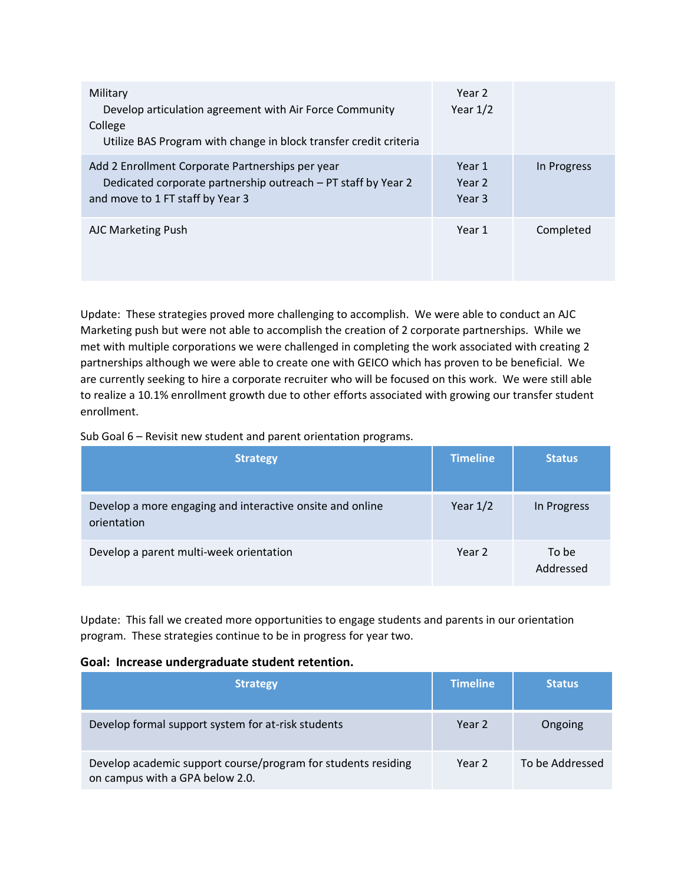| Strategy | Timeline | Status |
|---|---|---|
| Military<br>Develop articulation agreement with Air Force Community College<br>Utilize BAS Program with change in block transfer credit criteria | Year 2<br>Year 1/2 | |
| Add 2 Enrollment Corporate Partnerships per year<br>Dedicated corporate partnership outreach – PT staff by Year 2 and move to 1 FT staff by Year 3 | Year 1<br>Year 2<br>Year 3 | In Progress |
| AJC Marketing Push | Year 1 | Completed |

Update: These strategies proved more challenging to accomplish. We were able to conduct an AJC Marketing push but were not able to accomplish the creation of 2 corporate partnerships. While we met with multiple corporations we were challenged in completing the work associated with creating 2 partnerships although we were able to create one with GEICO which has proven to be beneficial. We are currently seeking to hire a corporate recruiter who will be focused on this work. We were still able to realize a 10.1% enrollment growth due to other efforts associated with growing our transfer student enrollment.

Sub Goal 6 – Revisit new student and parent orientation programs.

| Strategy | Timeline | Status |
|---|---|---|
| Develop a more engaging and interactive onsite and online orientation | Year 1/2 | In Progress |
| Develop a parent multi-week orientation | Year 2 | To be Addressed |

Update: This fall we created more opportunities to engage students and parents in our orientation program. These strategies continue to be in progress for year two.

**Goal: Increase undergraduate student retention.**

| Strategy | Timeline | Status |
|---|---|---|
| Develop formal support system for at-risk students | Year 2 | Ongoing |
| Develop academic support course/program for students residing on campus with a GPA below 2.0. | Year 2 | To be Addressed |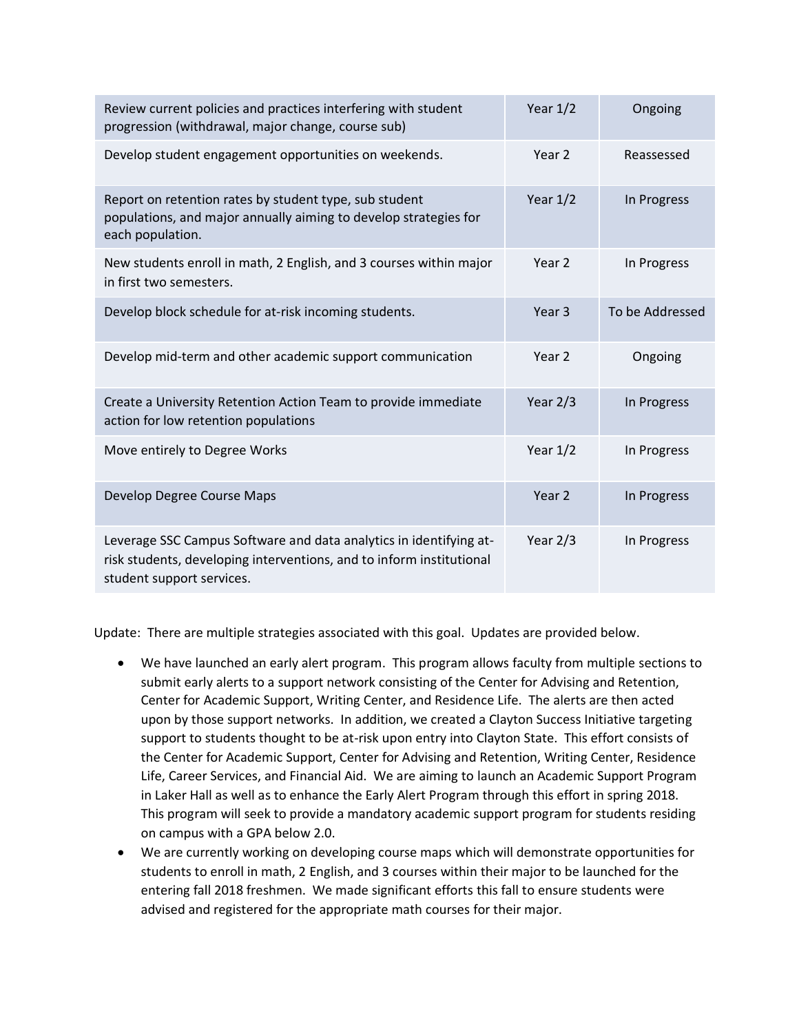| Review current policies and practices interfering with student progression (withdrawal, major change, course sub) | Year 1/2 | Ongoing |
|---|---|---|
| Develop student engagement opportunities on weekends. | Year 2 | Reassessed |
| Report on retention rates by student type, sub student populations, and major annually aiming to develop strategies for each population. | Year 1/2 | In Progress |
| New students enroll in math, 2 English, and 3 courses within major in first two semesters. | Year 2 | In Progress |
| Develop block schedule for at-risk incoming students. | Year 3 | To be Addressed |
| Develop mid-term and other academic support communication | Year 2 | Ongoing |
| Create a University Retention Action Team to provide immediate action for low retention populations | Year 2/3 | In Progress |
| Move entirely to Degree Works | Year 1/2 | In Progress |
| Develop Degree Course Maps | Year 2 | In Progress |
| Leverage SSC Campus Software and data analytics in identifying at-risk students, developing interventions, and to inform institutional student support services. | Year 2/3 | In Progress |

Update: There are multiple strategies associated with this goal. Updates are provided below.

- We have launched an early alert program. This program allows faculty from multiple sections to submit early alerts to a support network consisting of the Center for Advising and Retention, Center for Academic Support, Writing Center, and Residence Life. The alerts are then acted upon by those support networks. In addition, we created a Clayton Success Initiative targeting support to students thought to be at-risk upon entry into Clayton State. This effort consists of the Center for Academic Support, Center for Advising and Retention, Writing Center, Residence Life, Career Services, and Financial Aid. We are aiming to launch an Academic Support Program in Laker Hall as well as to enhance the Early Alert Program through this effort in spring 2018. This program will seek to provide a mandatory academic support program for students residing on campus with a GPA below 2.0.
- We are currently working on developing course maps which will demonstrate opportunities for students to enroll in math, 2 English, and 3 courses within their major to be launched for the entering fall 2018 freshmen. We made significant efforts this fall to ensure students were advised and registered for the appropriate math courses for their major.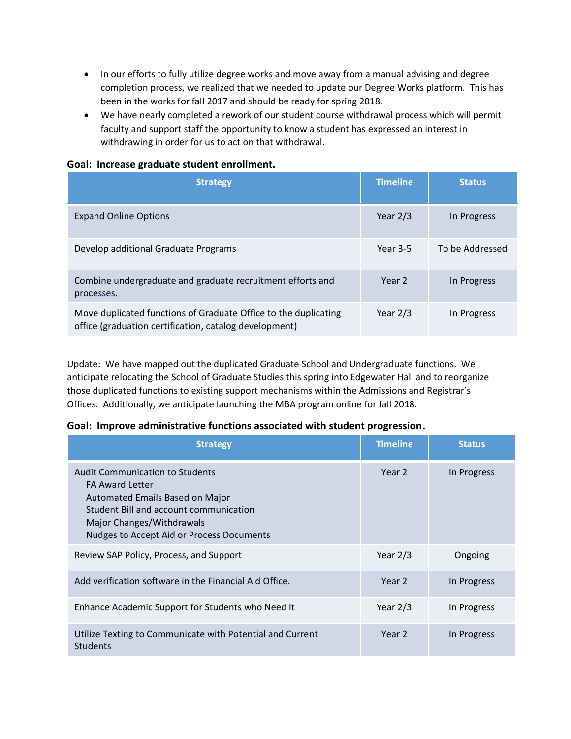- In our efforts to fully utilize degree works and move away from a manual advising and degree completion process, we realized that we needed to update our Degree Works platform. This has been in the works for fall 2017 and should be ready for spring 2018.
- We have nearly completed a rework of our student course withdrawal process which will permit faculty and support staff the opportunity to know a student has expressed an interest in withdrawing in order for us to act on that withdrawal.

**Goal: Increase graduate student enrollment.**

| Strategy | Timeline | Status |
|---|---|---|
| Expand Online Options | Year 2/3 | In Progress |
| Develop additional Graduate Programs | Year 3-5 | To be Addressed |
| Combine undergraduate and graduate recruitment efforts and processes. | Year 2 | In Progress |
| Move duplicated functions of Graduate Office to the duplicating office (graduation certification, catalog development) | Year 2/3 | In Progress |

Update: We have mapped out the duplicated Graduate School and Undergraduate functions. We anticipate relocating the School of Graduate Studies this spring into Edgewater Hall and to reorganize those duplicated functions to existing support mechanisms within the Admissions and Registrar's Offices. Additionally, we anticipate launching the MBA program online for fall 2018.

**Goal: Improve administrative functions associated with student progression.**

| Strategy | Timeline | Status |
|---|---|---|
| Audit Communication to Students<br>FA Award Letter<br>Automated Emails Based on Major<br>Student Bill and account communication<br>Major Changes/Withdrawals<br>Nudges to Accept Aid or Process Documents | Year 2 | In Progress |
| Review SAP Policy, Process, and Support | Year 2/3 | Ongoing |
| Add verification software in the Financial Aid Office. | Year 2 | In Progress |
| Enhance Academic Support for Students who Need It | Year 2/3 | In Progress |
| Utilize Texting to Communicate with Potential and Current Students | Year 2 | In Progress |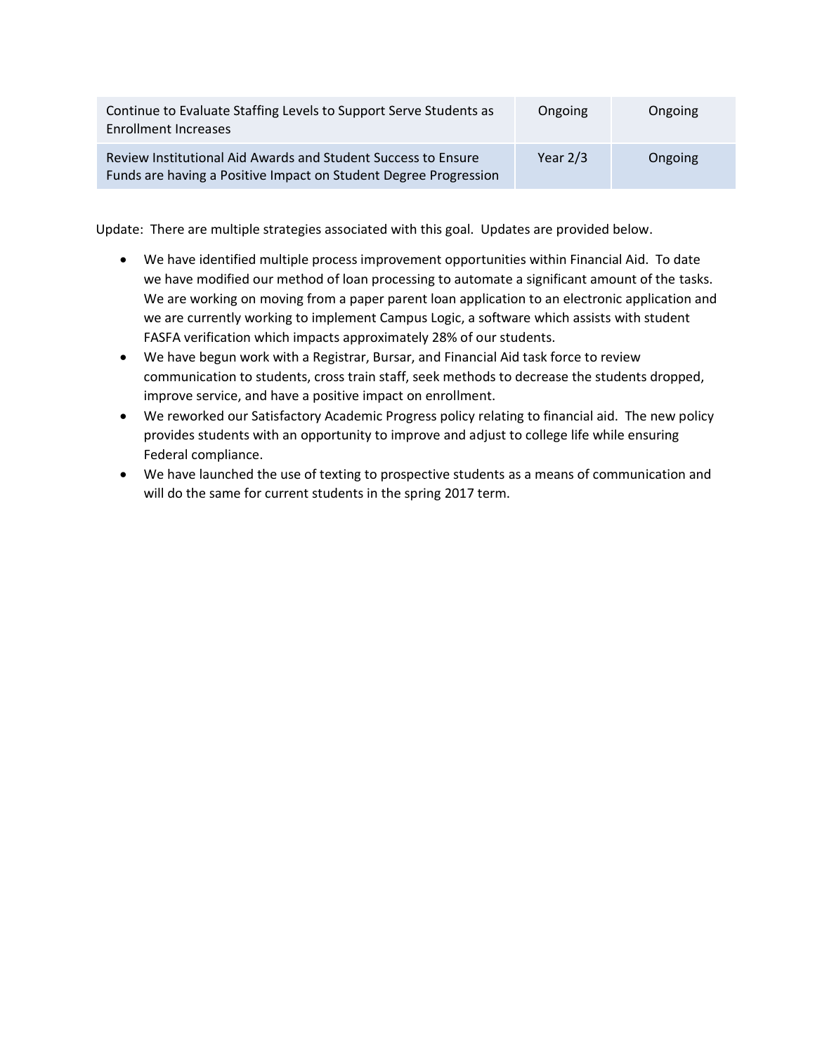| | | |
|---|---|---|
| Continue to Evaluate Staffing Levels to Support Serve Students as Enrollment Increases | Ongoing | Ongoing |
| Review Institutional Aid Awards and Student Success to Ensure Funds are having a Positive Impact on Student Degree Progression | Year 2/3 | Ongoing |

Update: There are multiple strategies associated with this goal. Updates are provided below.

- We have identified multiple process improvement opportunities within Financial Aid. To date we have modified our method of loan processing to automate a significant amount of the tasks. We are working on moving from a paper parent loan application to an electronic application and we are currently working to implement Campus Logic, a software which assists with student FASFA verification which impacts approximately 28% of our students.
- We have begun work with a Registrar, Bursar, and Financial Aid task force to review communication to students, cross train staff, seek methods to decrease the students dropped, improve service, and have a positive impact on enrollment.
- We reworked our Satisfactory Academic Progress policy relating to financial aid. The new policy provides students with an opportunity to improve and adjust to college life while ensuring Federal compliance.
- We have launched the use of texting to prospective students as a means of communication and will do the same for current students in the spring 2017 term.